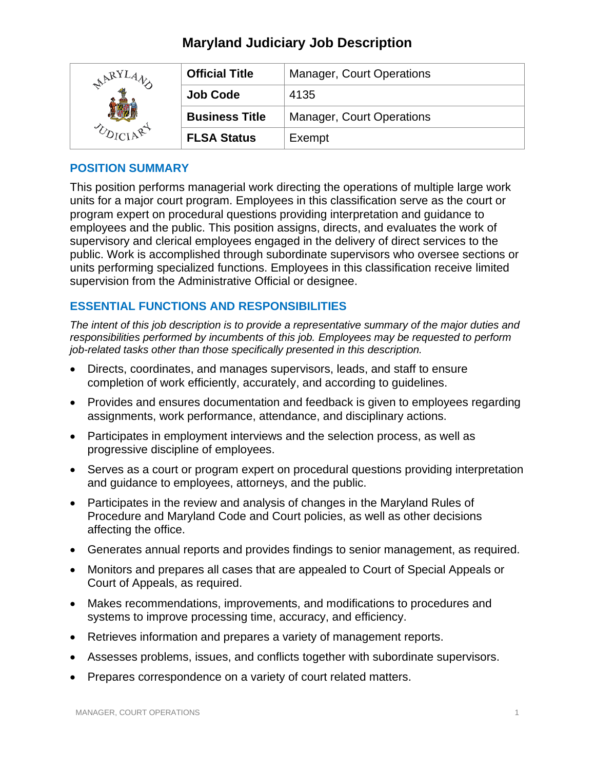# Maryland Judiciary Job Description

| | | |
|---|---|---|
| | **Official Title** | Manager, Court Operations |
| | **Job Code** | 4135 |
| | **Business Title** | Manager, Court Operations |
| | **FLSA Status** | Exempt |

## POSITION SUMMARY

This position performs managerial work directing the operations of multiple large work units for a major court program. Employees in this classification serve as the court or program expert on procedural questions providing interpretation and guidance to employees and the public. This position assigns, directs, and evaluates the work of supervisory and clerical employees engaged in the delivery of direct services to the public. Work is accomplished through subordinate supervisors who oversee sections or units performing specialized functions. Employees in this classification receive limited supervision from the Administrative Official or designee.

## ESSENTIAL FUNCTIONS AND RESPONSIBILITIES

*The intent of this job description is to provide a representative summary of the major duties and responsibilities performed by incumbents of this job. Employees may be requested to perform job-related tasks other than those specifically presented in this description.*

- Directs, coordinates, and manages supervisors, leads, and staff to ensure completion of work efficiently, accurately, and according to guidelines.
- Provides and ensures documentation and feedback is given to employees regarding assignments, work performance, attendance, and disciplinary actions.
- Participates in employment interviews and the selection process, as well as progressive discipline of employees.
- Serves as a court or program expert on procedural questions providing interpretation and guidance to employees, attorneys, and the public.
- Participates in the review and analysis of changes in the Maryland Rules of Procedure and Maryland Code and Court policies, as well as other decisions affecting the office.
- Generates annual reports and provides findings to senior management, as required.
- Monitors and prepares all cases that are appealed to Court of Special Appeals or Court of Appeals, as required.
- Makes recommendations, improvements, and modifications to procedures and systems to improve processing time, accuracy, and efficiency.
- Retrieves information and prepares a variety of management reports.
- Assesses problems, issues, and conflicts together with subordinate supervisors.
- Prepares correspondence on a variety of court related matters.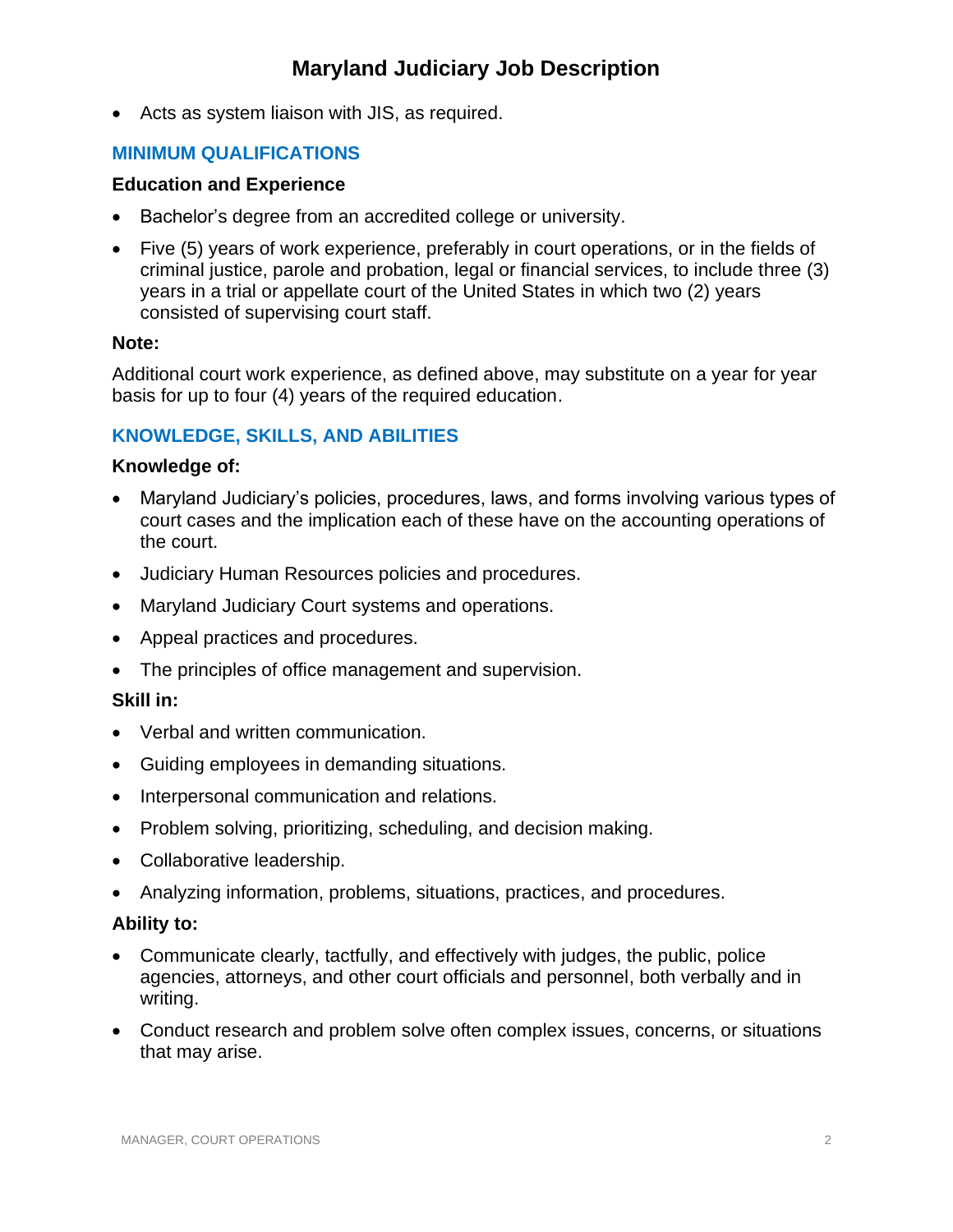- Acts as system liaison with JIS, as required.

## MINIMUM QUALIFICATIONS

### Education and Experience

- Bachelor's degree from an accredited college or university.
- Five (5) years of work experience, preferably in court operations, or in the fields of criminal justice, parole and probation, legal or financial services, to include three (3) years in a trial or appellate court of the United States in which two (2) years consisted of supervising court staff.

### Note:

Additional court work experience, as defined above, may substitute on a year for year basis for up to four (4) years of the required education.

## KNOWLEDGE, SKILLS, AND ABILITIES

### Knowledge of:

- Maryland Judiciary's policies, procedures, laws, and forms involving various types of court cases and the implication each of these have on the accounting operations of the court.
- Judiciary Human Resources policies and procedures.
- Maryland Judiciary Court systems and operations.
- Appeal practices and procedures.
- The principles of office management and supervision.

### Skill in:

- Verbal and written communication.
- Guiding employees in demanding situations.
- Interpersonal communication and relations.
- Problem solving, prioritizing, scheduling, and decision making.
- Collaborative leadership.
- Analyzing information, problems, situations, practices, and procedures.

### Ability to:

- Communicate clearly, tactfully, and effectively with judges, the public, police agencies, attorneys, and other court officials and personnel, both verbally and in writing.
- Conduct research and problem solve often complex issues, concerns, or situations that may arise.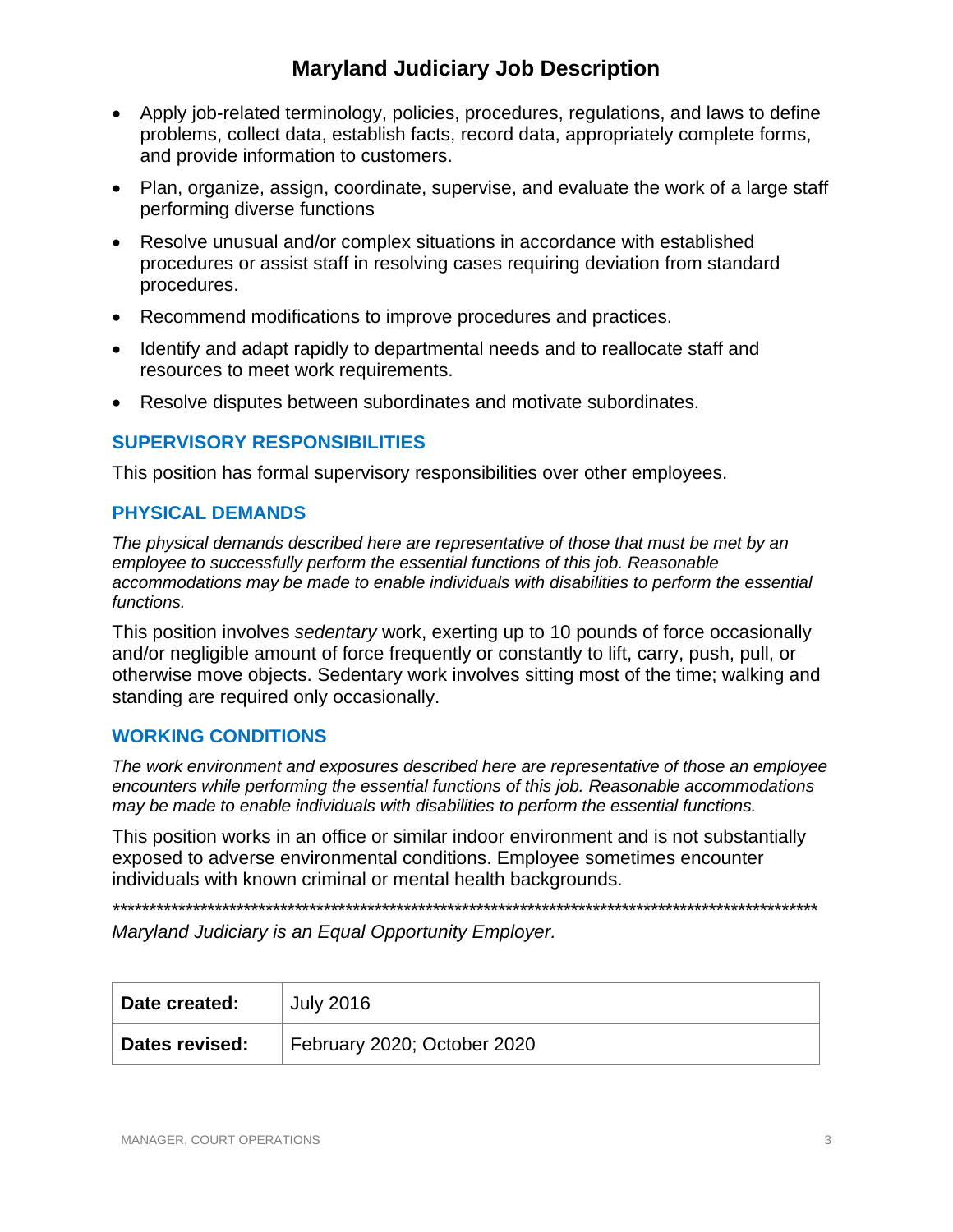- Apply job-related terminology, policies, procedures, regulations, and laws to define problems, collect data, establish facts, record data, appropriately complete forms, and provide information to customers.
- Plan, organize, assign, coordinate, supervise, and evaluate the work of a large staff performing diverse functions
- Resolve unusual and/or complex situations in accordance with established procedures or assist staff in resolving cases requiring deviation from standard procedures.
- Recommend modifications to improve procedures and practices.
- Identify and adapt rapidly to departmental needs and to reallocate staff and resources to meet work requirements.
- Resolve disputes between subordinates and motivate subordinates.

## SUPERVISORY RESPONSIBILITIES

This position has formal supervisory responsibilities over other employees.

## PHYSICAL DEMANDS

*The physical demands described here are representative of those that must be met by an employee to successfully perform the essential functions of this job. Reasonable accommodations may be made to enable individuals with disabilities to perform the essential functions.*

This position involves *sedentary* work, exerting up to 10 pounds of force occasionally and/or negligible amount of force frequently or constantly to lift, carry, push, pull, or otherwise move objects. Sedentary work involves sitting most of the time; walking and standing are required only occasionally.

## WORKING CONDITIONS

*The work environment and exposures described here are representative of those an employee encounters while performing the essential functions of this job. Reasonable accommodations may be made to enable individuals with disabilities to perform the essential functions.*

This position works in an office or similar indoor environment and is not substantially exposed to adverse environmental conditions. Employee sometimes encounter individuals with known criminal or mental health backgrounds.

****************************************************************************************************

*Maryland Judiciary is an Equal Opportunity Employer.*

| | |
|---|---|
| **Date created:** | July 2016 |
| **Dates revised:** | February 2020; October 2020 |